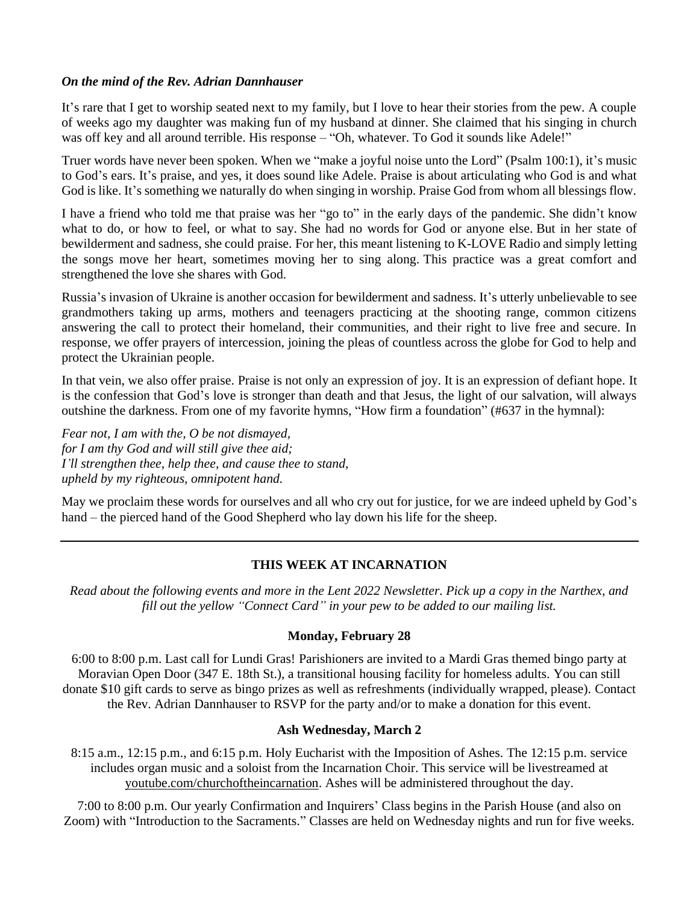***On the mind of the Rev. Adrian Dannhauser***

It's rare that I get to worship seated next to my family, but I love to hear their stories from the pew. A couple of weeks ago my daughter was making fun of my husband at dinner. She claimed that his singing in church was off key and all around terrible. His response – "Oh, whatever. To God it sounds like Adele!"

Truer words have never been spoken. When we "make a joyful noise unto the Lord" (Psalm 100:1), it's music to God's ears. It's praise, and yes, it does sound like Adele. Praise is about articulating who God is and what God is like. It's something we naturally do when singing in worship. Praise God from whom all blessings flow.

I have a friend who told me that praise was her "go to" in the early days of the pandemic. She didn't know what to do, or how to feel, or what to say. She had no words for God or anyone else. But in her state of bewilderment and sadness, she could praise. For her, this meant listening to K-LOVE Radio and simply letting the songs move her heart, sometimes moving her to sing along. This practice was a great comfort and strengthened the love she shares with God.

Russia's invasion of Ukraine is another occasion for bewilderment and sadness. It's utterly unbelievable to see grandmothers taking up arms, mothers and teenagers practicing at the shooting range, common citizens answering the call to protect their homeland, their communities, and their right to live free and secure. In response, we offer prayers of intercession, joining the pleas of countless across the globe for God to help and protect the Ukrainian people.

In that vein, we also offer praise. Praise is not only an expression of joy. It is an expression of defiant hope. It is the confession that God's love is stronger than death and that Jesus, the light of our salvation, will always outshine the darkness. From one of my favorite hymns, "How firm a foundation" (#637 in the hymnal):

*Fear not, I am with the, O be not dismayed,*
*for I am thy God and will still give thee aid;*
*I'll strengthen thee, help thee, and cause thee to stand,*
*upheld by my righteous, omnipotent hand.*

May we proclaim these words for ourselves and all who cry out for justice, for we are indeed upheld by God's hand – the pierced hand of the Good Shepherd who lay down his life for the sheep.

---

## THIS WEEK AT INCARNATION

*Read about the following events and more in the Lent 2022 Newsletter. Pick up a copy in the Narthex, and fill out the yellow "Connect Card" in your pew to be added to our mailing list.*

### Monday, February 28

6:00 to 8:00 p.m. Last call for Lundi Gras! Parishioners are invited to a Mardi Gras themed bingo party at Moravian Open Door (347 E. 18th St.), a transitional housing facility for homeless adults. You can still donate $10 gift cards to serve as bingo prizes as well as refreshments (individually wrapped, please). Contact the Rev. Adrian Dannhauser to RSVP for the party and/or to make a donation for this event.

### Ash Wednesday, March 2

8:15 a.m., 12:15 p.m., and 6:15 p.m. Holy Eucharist with the Imposition of Ashes. The 12:15 p.m. service includes organ music and a soloist from the Incarnation Choir. This service will be livestreamed at youtube.com/churchoftheincarnation. Ashes will be administered throughout the day.

7:00 to 8:00 p.m. Our yearly Confirmation and Inquirers' Class begins in the Parish House (and also on Zoom) with "Introduction to the Sacraments." Classes are held on Wednesday nights and run for five weeks.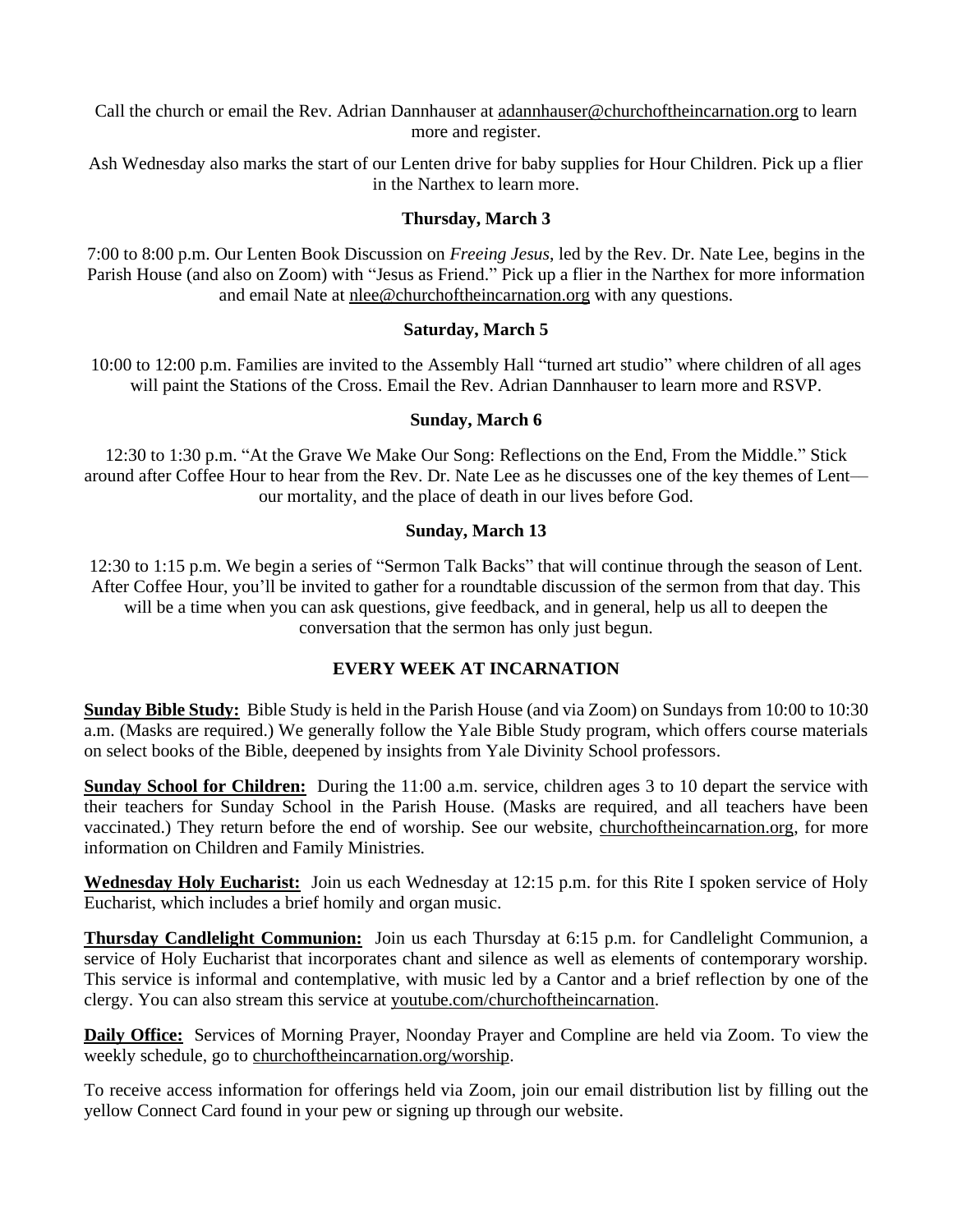Call the church or email the Rev. Adrian Dannhauser at adannhauser@churchoftheincarnation.org to learn more and register.

Ash Wednesday also marks the start of our Lenten drive for baby supplies for Hour Children. Pick up a flier in the Narthex to learn more.

**Thursday, March 3**

7:00 to 8:00 p.m. Our Lenten Book Discussion on *Freeing Jesus*, led by the Rev. Dr. Nate Lee, begins in the Parish House (and also on Zoom) with "Jesus as Friend." Pick up a flier in the Narthex for more information and email Nate at nlee@churchoftheincarnation.org with any questions.

**Saturday, March 5**

10:00 to 12:00 p.m. Families are invited to the Assembly Hall "turned art studio" where children of all ages will paint the Stations of the Cross. Email the Rev. Adrian Dannhauser to learn more and RSVP.

**Sunday, March 6**

12:30 to 1:30 p.m. "At the Grave We Make Our Song: Reflections on the End, From the Middle." Stick around after Coffee Hour to hear from the Rev. Dr. Nate Lee as he discusses one of the key themes of Lent—our mortality, and the place of death in our lives before God.

**Sunday, March 13**

12:30 to 1:15 p.m. We begin a series of "Sermon Talk Backs" that will continue through the season of Lent. After Coffee Hour, you'll be invited to gather for a roundtable discussion of the sermon from that day. This will be a time when you can ask questions, give feedback, and in general, help us all to deepen the conversation that the sermon has only just begun.

**EVERY WEEK AT INCARNATION**

**Sunday Bible Study:** Bible Study is held in the Parish House (and via Zoom) on Sundays from 10:00 to 10:30 a.m. (Masks are required.) We generally follow the Yale Bible Study program, which offers course materials on select books of the Bible, deepened by insights from Yale Divinity School professors.

**Sunday School for Children:** During the 11:00 a.m. service, children ages 3 to 10 depart the service with their teachers for Sunday School in the Parish House. (Masks are required, and all teachers have been vaccinated.) They return before the end of worship. See our website, churchoftheincarnation.org, for more information on Children and Family Ministries.

**Wednesday Holy Eucharist:** Join us each Wednesday at 12:15 p.m. for this Rite I spoken service of Holy Eucharist, which includes a brief homily and organ music.

**Thursday Candlelight Communion:** Join us each Thursday at 6:15 p.m. for Candlelight Communion, a service of Holy Eucharist that incorporates chant and silence as well as elements of contemporary worship. This service is informal and contemplative, with music led by a Cantor and a brief reflection by one of the clergy. You can also stream this service at youtube.com/churchoftheincarnation.

**Daily Office:** Services of Morning Prayer, Noonday Prayer and Compline are held via Zoom. To view the weekly schedule, go to churchoftheincarnation.org/worship.

To receive access information for offerings held via Zoom, join our email distribution list by filling out the yellow Connect Card found in your pew or signing up through our website.